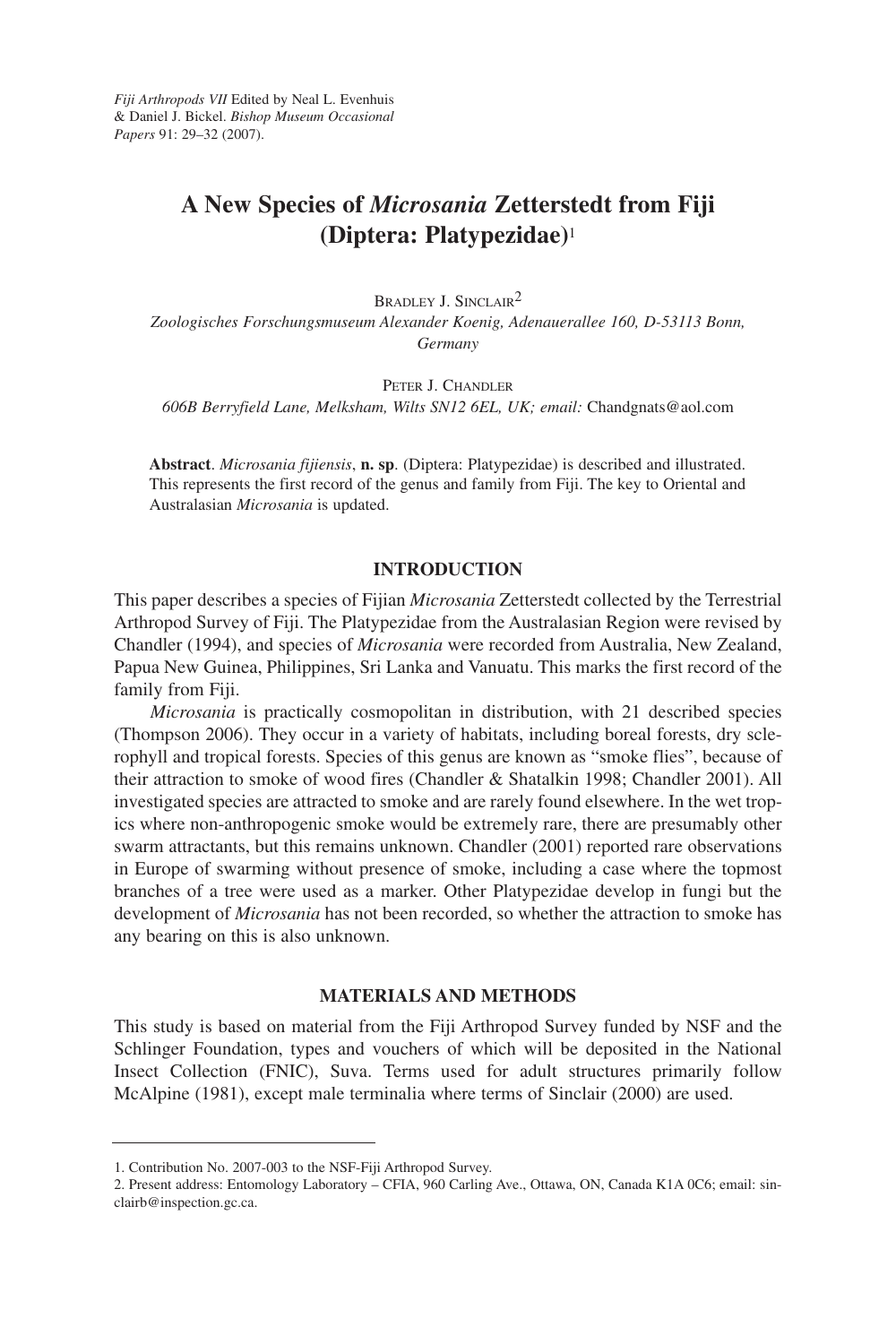*Fiji Arthropods VII* Edited by Neal L. Evenhuis & Daniel J. Bickel. *Bishop Museum Occasional Papers* 91: 29–32 (2007).

# A New Species of *Microsania* Zetterstedt from Fiji (Diptera: Platypezidae)[1]

Bradley J. Sinclair[2]

*Zoologisches Forschungsmuseum Alexander Koenig, Adenauerallee 160, D-53113 Bonn, Germany*

Peter J. Chandler

*606B Berryfield Lane, Melksham, Wilts SN12 6EL, UK; email:* Chandgnats@aol.com

**Abstract**. *Microsania fijiensis*, **n. sp**. (Diptera: Platypezidae) is described and illustrated. This represents the first record of the genus and family from Fiji. The key to Oriental and Australasian *Microsania* is updated.

## INTRODUCTION

This paper describes a species of Fijian *Microsania* Zetterstedt collected by the Terrestrial Arthropod Survey of Fiji. The Platypezidae from the Australasian Region were revised by Chandler (1994), and species of *Microsania* were recorded from Australia, New Zealand, Papua New Guinea, Philippines, Sri Lanka and Vanuatu. This marks the first record of the family from Fiji.

*Microsania* is practically cosmopolitan in distribution, with 21 described species (Thompson 2006). They occur in a variety of habitats, including boreal forests, dry sclerophyll and tropical forests. Species of this genus are known as "smoke flies", because of their attraction to smoke of wood fires (Chandler & Shatalkin 1998; Chandler 2001). All investigated species are attracted to smoke and are rarely found elsewhere. In the wet tropics where non-anthropogenic smoke would be extremely rare, there are presumably other swarm attractants, but this remains unknown. Chandler (2001) reported rare observations in Europe of swarming without presence of smoke, including a case where the topmost branches of a tree were used as a marker. Other Platypezidae develop in fungi but the development of *Microsania* has not been recorded, so whether the attraction to smoke has any bearing on this is also unknown.

## MATERIALS AND METHODS

This study is based on material from the Fiji Arthropod Survey funded by NSF and the Schlinger Foundation, types and vouchers of which will be deposited in the National Insect Collection (FNIC), Suva. Terms used for adult structures primarily follow McAlpine (1981), except male terminalia where terms of Sinclair (2000) are used.

---

1. Contribution No. 2007-003 to the NSF-Fiji Arthropod Survey.
2. Present address: Entomology Laboratory – CFIA, 960 Carling Ave., Ottawa, ON, Canada K1A 0C6; email: sinclairb@inspection.gc.ca.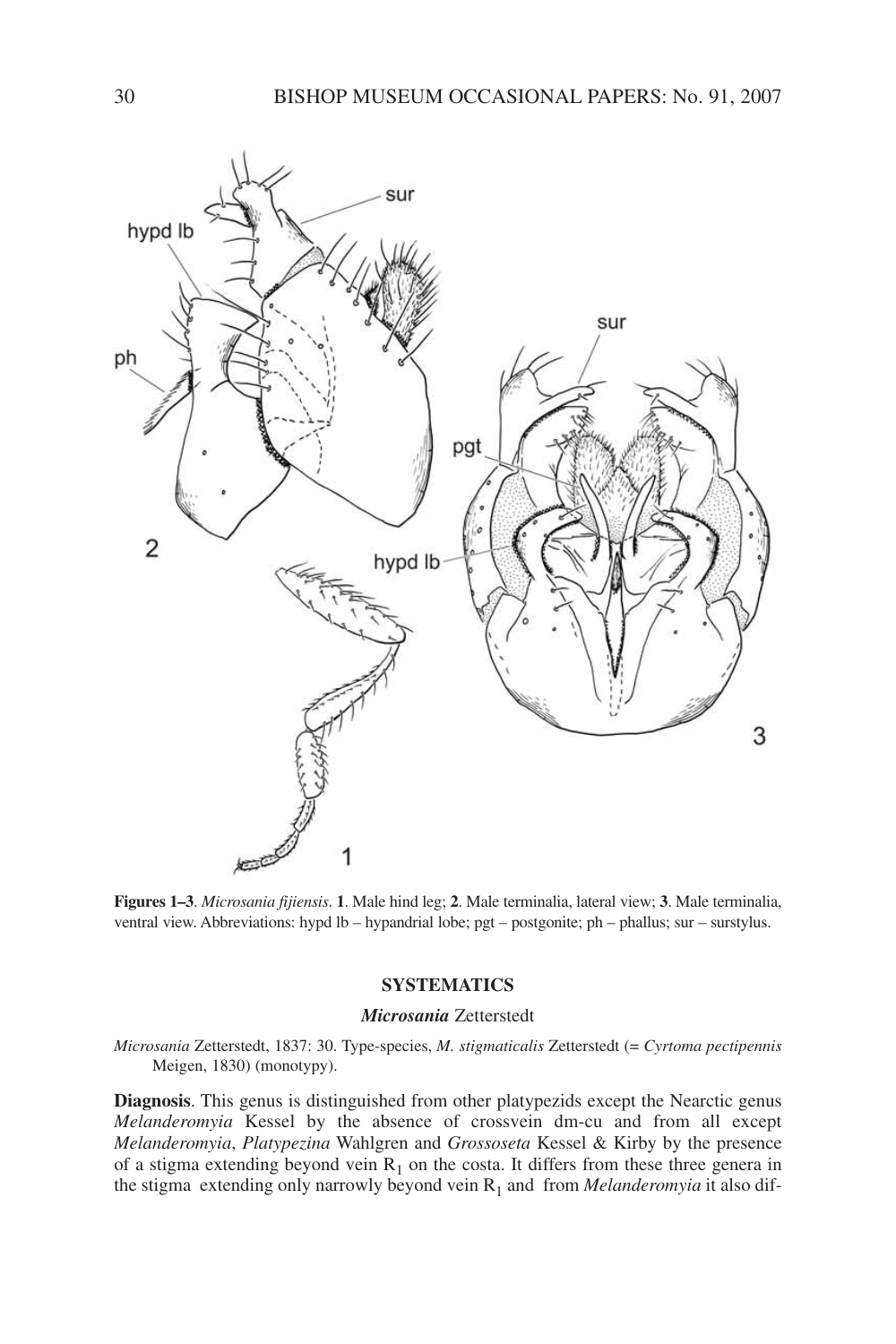**Figures 1–3**. *Microsania fijiensis*. **1**. Male hind leg; **2**. Male terminalia, lateral view; **3**. Male terminalia, ventral view. Abbreviations: hypd lb – hypandrial lobe; pgt – postgonite; ph – phallus; sur – surstylus.

## SYSTEMATICS

### *Microsania* Zetterstedt

*Microsania* Zetterstedt, 1837: 30. Type-species, *M. stigmaticalis* Zetterstedt (= *Cyrtoma pectipennis* Meigen, 1830) (monotypy).

**Diagnosis**. This genus is distinguished from other platypezids except the Nearctic genus *Melanderomyia* Kessel by the absence of crossvein dm-cu and from all except *Melanderomyia*, *Platypezina* Wahlgren and *Grossoseta* Kessel & Kirby by the presence of a stigma extending beyond vein $R_1$ on the costa. It differs from these three genera in the stigma extending only narrowly beyond vein $R_1$ and from *Melanderomyia* it also dif-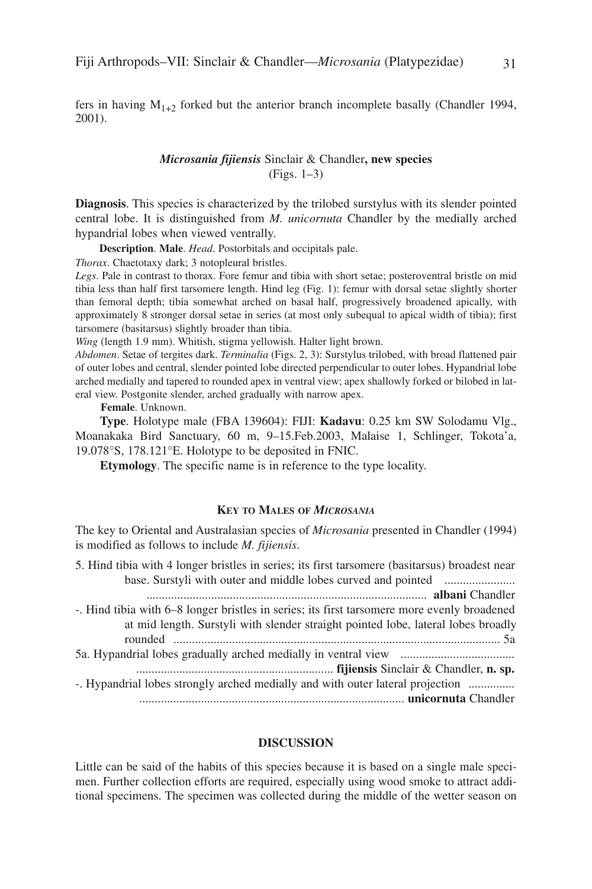fers in having $M_{1+2}$ forked but the anterior branch incomplete basally (Chandler 1994, 2001).

### *Microsania fijiensis* Sinclair & Chandler, **new species**
(Figs. 1–3)

**Diagnosis**. This species is characterized by the trilobed surstylus with its slender pointed central lobe. It is distinguished from *M. unicornuta* Chandler by the medially arched hypandrial lobes when viewed ventrally.

**Description**. **Male**. *Head*. Postorbitals and occipitals pale.

*Thorax*. Chaetotaxy dark; 3 notopleural bristles.

*Legs*. Pale in contrast to thorax. Fore femur and tibia with short setae; posteroventral bristle on mid tibia less than half first tarsomere length. Hind leg (Fig. 1): femur with dorsal setae slightly shorter than femoral depth; tibia somewhat arched on basal half, progressively broadened apically, with approximately 8 stronger dorsal setae in series (at most only subequal to apical width of tibia); first tarsomere (basitarsus) slightly broader than tibia.

*Wing* (length 1.9 mm). Whitish, stigma yellowish. Halter light brown.

*Abdomen*. Setae of tergites dark. *Terminalia* (Figs. 2, 3): Surstylus trilobed, with broad flattened pair of outer lobes and central, slender pointed lobe directed perpendicular to outer lobes. Hypandrial lobe arched medially and tapered to rounded apex in ventral view; apex shallowly forked or bilobed in lateral view. Postgonite slender, arched gradually with narrow apex.

**Female**. Unknown.

**Type**. Holotype male (FBA 139604): FIJI: **Kadavu**: 0.25 km SW Solodamu Vlg., Moanakaka Bird Sanctuary, 60 m, 9–15.Feb.2003, Malaise 1, Schlinger, Tokota'a, 19.078°S, 178.121°E. Holotype to be deposited in FNIC.

**Etymology**. The specific name is in reference to the type locality.

## KEY TO MALES OF *MICROSANIA*

The key to Oriental and Australasian species of *Microsania* presented in Chandler (1994) is modified as follows to include *M. fijiensis*.

5. Hind tibia with 4 longer bristles in series; its first tarsomere (basitarsus) broadest near base. Surstyli with outer and middle lobes curved and pointed ........................ **albani** Chandler

-. Hind tibia with 6–8 longer bristles in series; its first tarsomere more evenly broadened at mid length. Surstyli with slender straight pointed lobe, lateral lobes broadly rounded ........................ 5a

5a. Hypandrial lobes gradually arched medially in ventral view ........................ **fijiensis** Sinclair & Chandler, **n. sp.**

-. Hypandrial lobes strongly arched medially and with outer lateral projection ........................ **unicornuta** Chandler

## DISCUSSION

Little can be said of the habits of this species because it is based on a single male specimen. Further collection efforts are required, especially using wood smoke to attract additional specimens. The specimen was collected during the middle of the wetter season on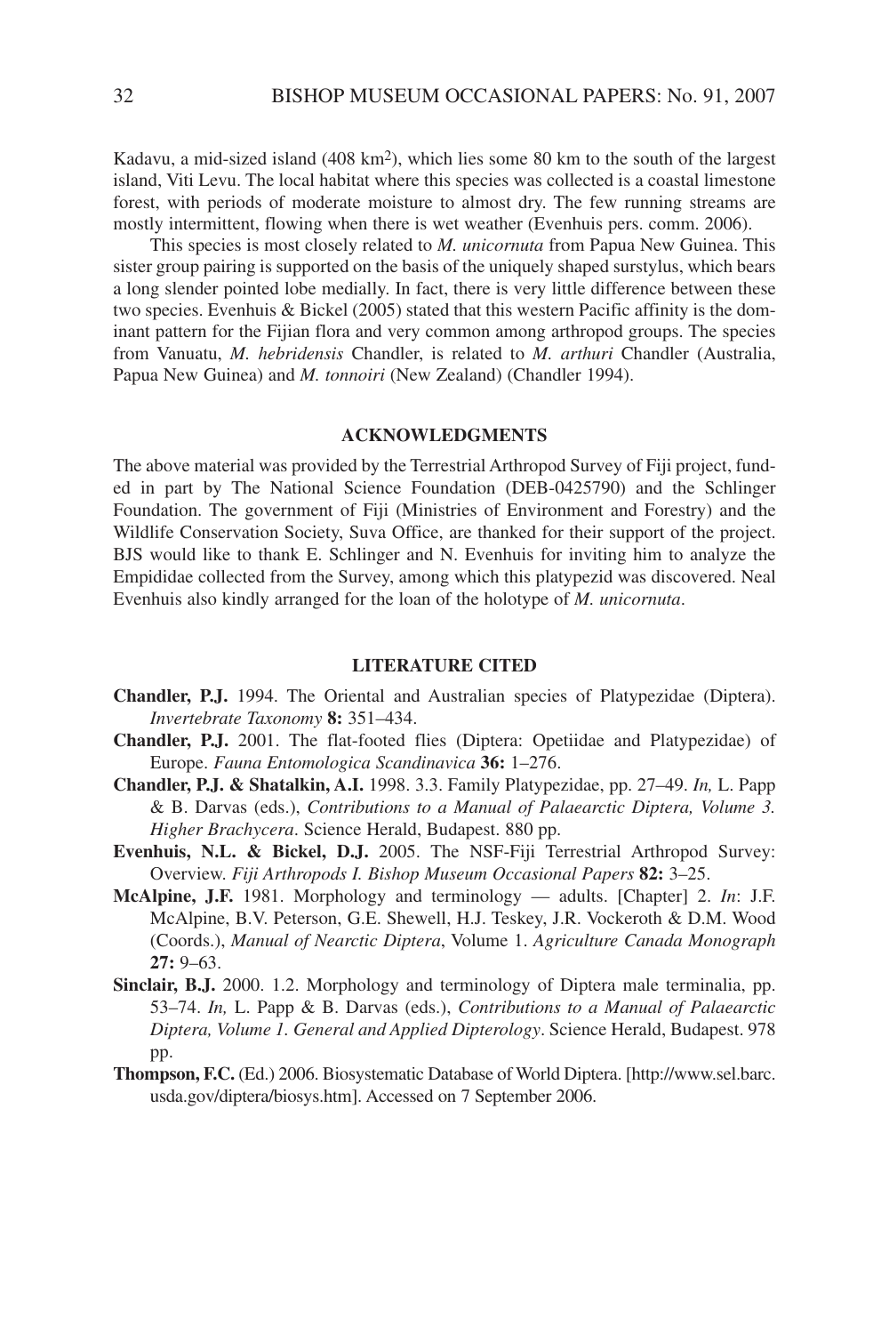Kadavu, a mid-sized island (408 $km^2$), which lies some 80 km to the south of the largest island, Viti Levu. The local habitat where this species was collected is a coastal limestone forest, with periods of moderate moisture to almost dry. The few running streams are mostly intermittent, flowing when there is wet weather (Evenhuis pers. comm. 2006).

This species is most closely related to *M. unicornuta* from Papua New Guinea. This sister group pairing is supported on the basis of the uniquely shaped surstylus, which bears a long slender pointed lobe medially. In fact, there is very little difference between these two species. Evenhuis & Bickel (2005) stated that this western Pacific affinity is the dominant pattern for the Fijian flora and very common among arthropod groups. The species from Vanuatu, *M. hebridensis* Chandler, is related to *M. arthuri* Chandler (Australia, Papua New Guinea) and *M. tonnoiri* (New Zealand) (Chandler 1994).

## ACKNOWLEDGMENTS

The above material was provided by the Terrestrial Arthropod Survey of Fiji project, funded in part by The National Science Foundation (DEB-0425790) and the Schlinger Foundation. The government of Fiji (Ministries of Environment and Forestry) and the Wildlife Conservation Society, Suva Office, are thanked for their support of the project. BJS would like to thank E. Schlinger and N. Evenhuis for inviting him to analyze the Empididae collected from the Survey, among which this platypezid was discovered. Neal Evenhuis also kindly arranged for the loan of the holotype of *M. unicornuta*.

## LITERATURE CITED

**Chandler, P.J.** 1994. The Oriental and Australian species of Platypezidae (Diptera). *Invertebrate Taxonomy* **8:** 351–434.

**Chandler, P.J.** 2001. The flat-footed flies (Diptera: Opetiidae and Platypezidae) of Europe. *Fauna Entomologica Scandinavica* **36:** 1–276.

**Chandler, P.J. & Shatalkin, A.I.** 1998. 3.3. Family Platypezidae, pp. 27–49. *In,* L. Papp & B. Darvas (eds.), *Contributions to a Manual of Palaearctic Diptera, Volume 3. Higher Brachycera*. Science Herald, Budapest. 880 pp.

**Evenhuis, N.L. & Bickel, D.J.** 2005. The NSF-Fiji Terrestrial Arthropod Survey: Overview. *Fiji Arthropods I. Bishop Museum Occasional Papers* **82:** 3–25.

**McAlpine, J.F.** 1981. Morphology and terminology — adults. [Chapter] 2. *In*: J.F. McAlpine, B.V. Peterson, G.E. Shewell, H.J. Teskey, J.R. Vockeroth & D.M. Wood (Coords.), *Manual of Nearctic Diptera*, Volume 1. *Agriculture Canada Monograph* **27:** 9–63.

**Sinclair, B.J.** 2000. 1.2. Morphology and terminology of Diptera male terminalia, pp. 53–74. *In,* L. Papp & B. Darvas (eds.), *Contributions to a Manual of Palaearctic Diptera, Volume 1. General and Applied Dipterology*. Science Herald, Budapest. 978 pp.

**Thompson, F.C.** (Ed.) 2006. Biosystematic Database of World Diptera. [http://www.sel.barc.usda.gov/diptera/biosys.htm]. Accessed on 7 September 2006.